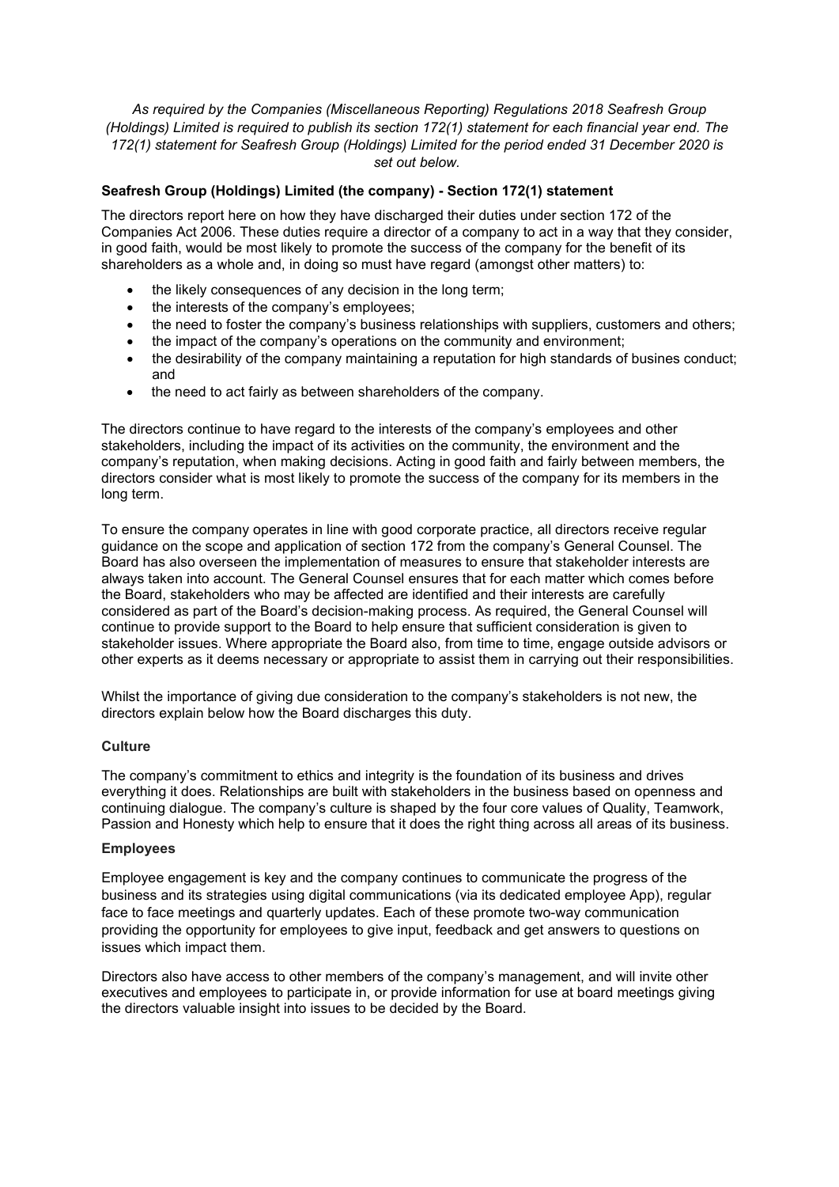*As required by the Companies (Miscellaneous Reporting) Regulations 2018 Seafresh Group (Holdings) Limited is required to publish its section 172(1) statement for each financial year end. The 172(1) statement for Seafresh Group (Holdings) Limited for the period ended 31 December 2020 is set out below.*

**Seafresh Group (Holdings) Limited (the company) - Section 172(1) statement**

The directors report here on how they have discharged their duties under section 172 of the Companies Act 2006. These duties require a director of a company to act in a way that they consider, in good faith, would be most likely to promote the success of the company for the benefit of its shareholders as a whole and, in doing so must have regard (amongst other matters) to:

- the likely consequences of any decision in the long term;
- the interests of the company's employees;
- the need to foster the company's business relationships with suppliers, customers and others;
- the impact of the company's operations on the community and environment;
- the desirability of the company maintaining a reputation for high standards of busines conduct; and
- the need to act fairly as between shareholders of the company.

The directors continue to have regard to the interests of the company's employees and other stakeholders, including the impact of its activities on the community, the environment and the company's reputation, when making decisions. Acting in good faith and fairly between members, the directors consider what is most likely to promote the success of the company for its members in the long term.

To ensure the company operates in line with good corporate practice, all directors receive regular guidance on the scope and application of section 172 from the company's General Counsel. The Board has also overseen the implementation of measures to ensure that stakeholder interests are always taken into account. The General Counsel ensures that for each matter which comes before the Board, stakeholders who may be affected are identified and their interests are carefully considered as part of the Board's decision-making process. As required, the General Counsel will continue to provide support to the Board to help ensure that sufficient consideration is given to stakeholder issues. Where appropriate the Board also, from time to time, engage outside advisors or other experts as it deems necessary or appropriate to assist them in carrying out their responsibilities.

Whilst the importance of giving due consideration to the company's stakeholders is not new, the directors explain below how the Board discharges this duty.

**Culture**

The company's commitment to ethics and integrity is the foundation of its business and drives everything it does. Relationships are built with stakeholders in the business based on openness and continuing dialogue. The company's culture is shaped by the four core values of Quality, Teamwork, Passion and Honesty which help to ensure that it does the right thing across all areas of its business.

**Employees**

Employee engagement is key and the company continues to communicate the progress of the business and its strategies using digital communications (via its dedicated employee App), regular face to face meetings and quarterly updates. Each of these promote two-way communication providing the opportunity for employees to give input, feedback and get answers to questions on issues which impact them.

Directors also have access to other members of the company's management, and will invite other executives and employees to participate in, or provide information for use at board meetings giving the directors valuable insight into issues to be decided by the Board.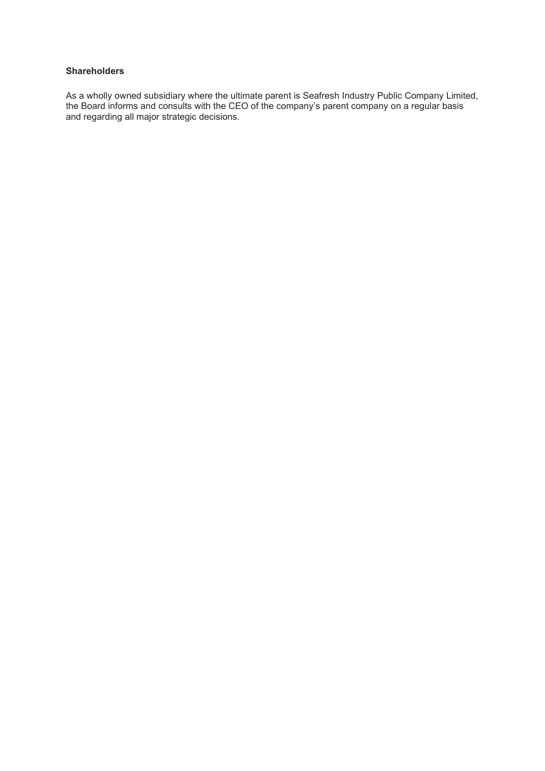**Shareholders**

As a wholly owned subsidiary where the ultimate parent is Seafresh Industry Public Company Limited, the Board informs and consults with the CEO of the company's parent company on a regular basis and regarding all major strategic decisions.